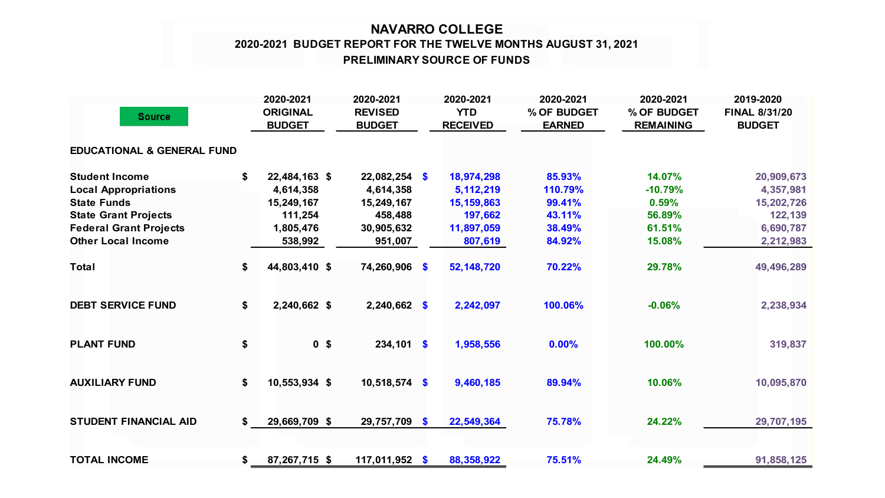# NAVARRO COLLEGE

## 2020-2021 BUDGET REPORT FOR THE TWELVE MONTHS AUGUST 31, 2021

### PRELIMINARY SOURCE OF FUNDS

| Source | 2020-2021 ORIGINAL BUDGET | 2020-2021 REVISED BUDGET | 2020-2021 YTD RECEIVED | 2020-2021 % OF BUDGET EARNED | 2020-2021 % OF BUDGET REMAINING | 2019-2020 FINAL 8/31/20 BUDGET |
|---|---|---|---|---|---|---|
| **EDUCATIONAL & GENERAL FUND** | | | | | | |
| **Student Income** | $ 22,484,163 | $ 22,082,254 | $ 18,974,298 | 85.93% | 14.07% | 20,909,673 |
| **Local Appropriations** | 4,614,358 | 4,614,358 | 5,112,219 | 110.79% | -10.79% | 4,357,981 |
| **State Funds** | 15,249,167 | 15,249,167 | 15,159,863 | 99.41% | 0.59% | 15,202,726 |
| **State Grant Projects** | 111,254 | 458,488 | 197,662 | 43.11% | 56.89% | 122,139 |
| **Federal Grant Projects** | 1,805,476 | 30,905,632 | 11,897,059 | 38.49% | 61.51% | 6,690,787 |
| **Other Local Income** | 538,992 | 951,007 | 807,619 | 84.92% | 15.08% | 2,212,983 |
| **Total** | $ 44,803,410 | $ 74,260,906 | $ 52,148,720 | 70.22% | 29.78% | 49,496,289 |
| **DEBT SERVICE FUND** | $ 2,240,662 | $ 2,240,662 | $ 2,242,097 | 100.06% | -0.06% | 2,238,934 |
| **PLANT FUND** | $ 0 | $ 234,101 | $ 1,958,556 | 0.00% | 100.00% | 319,837 |
| **AUXILIARY FUND** | $ 10,553,934 | $ 10,518,574 | $ 9,460,185 | 89.94% | 10.06% | 10,095,870 |
| **STUDENT FINANCIAL AID** | $ 29,669,709 | $ 29,757,709 | $ 22,549,364 | 75.78% | 24.22% | 29,707,195 |
| **TOTAL INCOME** | $ 87,267,715 | $ 117,011,952 | $ 88,358,922 | 75.51% | 24.49% | 91,858,125 |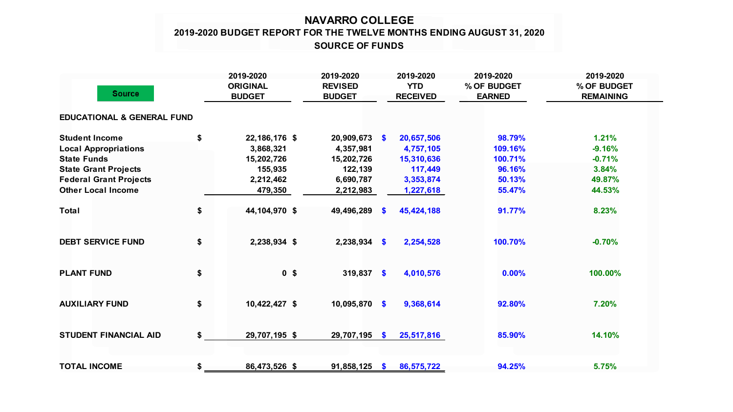# NAVARRO COLLEGE

## 2019-2020 BUDGET REPORT FOR THE TWELVE MONTHS ENDING AUGUST 31, 2020

### SOURCE OF FUNDS

| Source | 2019-2020 ORIGINAL BUDGET | 2019-2020 REVISED BUDGET | 2019-2020 YTD RECEIVED | 2019-2020 % OF BUDGET EARNED | 2019-2020 % OF BUDGET REMAINING |
|---|---|---|---|---|---|
| **EDUCATIONAL & GENERAL FUND** | | | | | |
| **Student Income** | $ 22,186,176 | $ 20,909,673 | $ 20,657,506 | 98.79% | 1.21% |
| **Local Appropriations** | 3,868,321 | 4,357,981 | 4,757,105 | 109.16% | -9.16% |
| **State Funds** | 15,202,726 | 15,202,726 | 15,310,636 | 100.71% | -0.71% |
| **State Grant Projects** | 155,935 | 122,139 | 117,449 | 96.16% | 3.84% |
| **Federal Grant Projects** | 2,212,462 | 6,690,787 | 3,353,874 | 50.13% | 49.87% |
| **Other Local Income** | 479,350 | 2,212,983 | 1,227,618 | 55.47% | 44.53% |
| **Total** | $ 44,104,970 | $ 49,496,289 | $ 45,424,188 | 91.77% | 8.23% |
| **DEBT SERVICE FUND** | $ 2,238,934 | $ 2,238,934 | $ 2,254,528 | 100.70% | -0.70% |
| **PLANT FUND** | $ 0 | $ 319,837 | $ 4,010,576 | 0.00% | 100.00% |
| **AUXILIARY FUND** | $ 10,422,427 | $ 10,095,870 | $ 9,368,614 | 92.80% | 7.20% |
| **STUDENT FINANCIAL AID** | $ 29,707,195 | $ 29,707,195 | $ 25,517,816 | 85.90% | 14.10% |
| **TOTAL INCOME** | $ 86,473,526 | $ 91,858,125 | $ 86,575,722 | 94.25% | 5.75% |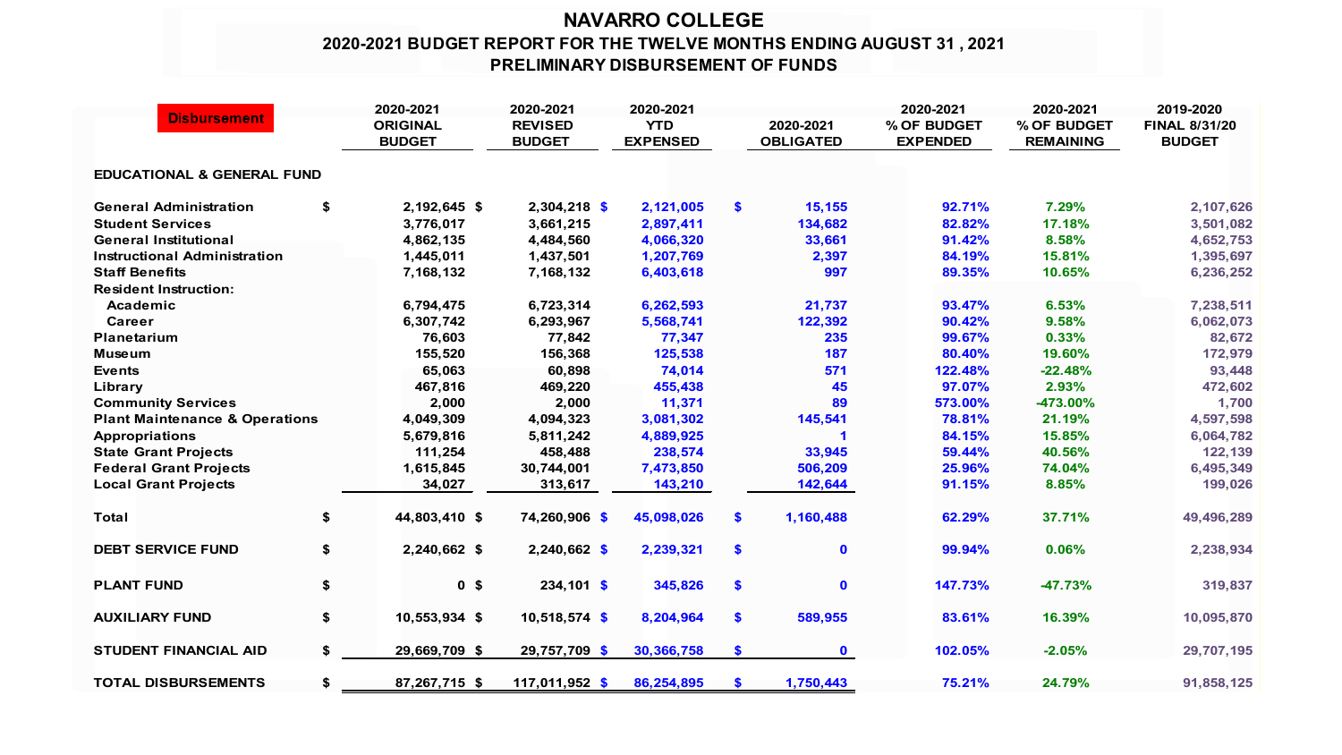# NAVARRO COLLEGE

## 2020-2021 BUDGET REPORT FOR THE TWELVE MONTHS ENDING AUGUST 31 , 2021

## PRELIMINARY DISBURSEMENT OF FUNDS

| Disbursement | 2020-2021 ORIGINAL BUDGET | 2020-2021 REVISED BUDGET | 2020-2021 YTD EXPENSED | 2020-2021 OBLIGATED | 2020-2021 % OF BUDGET EXPENDED | 2020-2021 % OF BUDGET REMAINING | 2019-2020 FINAL 8/31/20 BUDGET |
|---|---|---|---|---|---|---|---|
| **EDUCATIONAL & GENERAL FUND** | | | | | | | |
| General Administration | $ 2,192,645 | $ 2,304,218 | $ 2,121,005 | $ 15,155 | 92.71% | 7.29% | 2,107,626 |
| Student Services | 3,776,017 | 3,661,215 | 2,897,411 | 134,682 | 82.82% | 17.18% | 3,501,082 |
| General Institutional | 4,862,135 | 4,484,560 | 4,066,320 | 33,661 | 91.42% | 8.58% | 4,652,753 |
| Instructional Administration | 1,445,011 | 1,437,501 | 1,207,769 | 2,397 | 84.19% | 15.81% | 1,395,697 |
| Staff Benefits | 7,168,132 | 7,168,132 | 6,403,618 | 997 | 89.35% | 10.65% | 6,236,252 |
| Resident Instruction: | | | | | | | |
| Academic | 6,794,475 | 6,723,314 | 6,262,593 | 21,737 | 93.47% | 6.53% | 7,238,511 |
| Career | 6,307,742 | 6,293,967 | 5,568,741 | 122,392 | 90.42% | 9.58% | 6,062,073 |
| Planetarium | 76,603 | 77,842 | 77,347 | 235 | 99.67% | 0.33% | 82,672 |
| Museum | 155,520 | 156,368 | 125,538 | 187 | 80.40% | 19.60% | 172,979 |
| Events | 65,063 | 60,898 | 74,014 | 571 | 122.48% | -22.48% | 93,448 |
| Library | 467,816 | 469,220 | 455,438 | 45 | 97.07% | 2.93% | 472,602 |
| Community Services | 2,000 | 2,000 | 11,371 | 89 | 573.00% | -473.00% | 1,700 |
| Plant Maintenance & Operations | 4,049,309 | 4,094,323 | 3,081,302 | 145,541 | 78.81% | 21.19% | 4,597,598 |
| Appropriations | 5,679,816 | 5,811,242 | 4,889,925 | 1 | 84.15% | 15.85% | 6,064,782 |
| State Grant Projects | 111,254 | 458,488 | 238,574 | 33,945 | 59.44% | 40.56% | 122,139 |
| Federal Grant Projects | 1,615,845 | 30,744,001 | 7,473,850 | 506,209 | 25.96% | 74.04% | 6,495,349 |
| Local Grant Projects | 34,027 | 313,617 | 143,210 | 142,644 | 91.15% | 8.85% | 199,026 |
| **Total** | $ 44,803,410 | $ 74,260,906 | $ 45,098,026 | $ 1,160,488 | 62.29% | 37.71% | 49,496,289 |
| **DEBT SERVICE FUND** | $ 2,240,662 | $ 2,240,662 | $ 2,239,321 | $ 0 | 99.94% | 0.06% | 2,238,934 |
| **PLANT FUND** | $ 0 | $ 234,101 | $ 345,826 | $ 0 | 147.73% | -47.73% | 319,837 |
| **AUXILIARY FUND** | $ 10,553,934 | $ 10,518,574 | $ 8,204,964 | $ 589,955 | 83.61% | 16.39% | 10,095,870 |
| **STUDENT FINANCIAL AID** | $ 29,669,709 | $ 29,757,709 | $ 30,366,758 | $ 0 | 102.05% | -2.05% | 29,707,195 |
| **TOTAL DISBURSEMENTS** | $ 87,267,715 | $ 117,011,952 | $ 86,254,895 | $ 1,750,443 | 75.21% | 24.79% | 91,858,125 |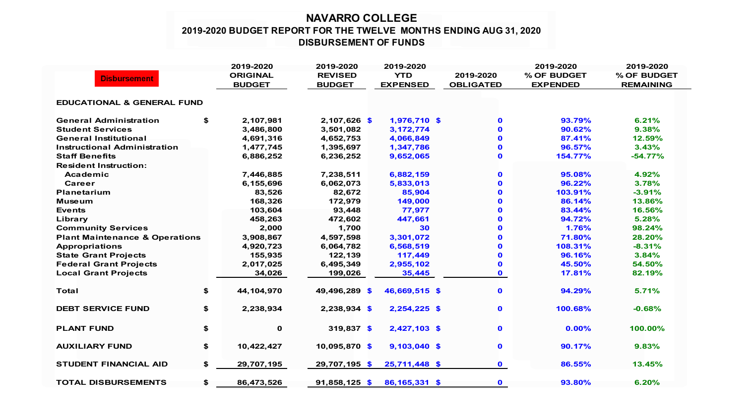# NAVARRO COLLEGE

## 2019-2020 BUDGET REPORT FOR THE TWELVE MONTHS ENDING AUG 31, 2020

## DISBURSEMENT OF FUNDS

| Disbursement | 2019-2020 ORIGINAL BUDGET | 2019-2020 REVISED BUDGET | 2019-2020 YTD EXPENSED | 2019-2020 OBLIGATED | 2019-2020 % OF BUDGET EXPENDED | 2019-2020 % OF BUDGET REMAINING |
|---|---|---|---|---|---|---|
| **EDUCATIONAL & GENERAL FUND** | | | | | | |
| General Administration | $ 2,107,981 | 2,107,626 | $ 1,976,710 | $ 0 | 93.79% | 6.21% |
| Student Services | 3,486,800 | 3,501,082 | 3,172,774 | 0 | 90.62% | 9.38% |
| General Institutional | 4,691,316 | 4,652,753 | 4,066,849 | 0 | 87.41% | 12.59% |
| Instructional Administration | 1,477,745 | 1,395,697 | 1,347,786 | 0 | 96.57% | 3.43% |
| Staff Benefits | 6,886,252 | 6,236,252 | 9,652,065 | 0 | 154.77% | -54.77% |
| Resident Instruction: | | | | | | |
| Academic | 7,446,885 | 7,238,511 | 6,882,159 | 0 | 95.08% | 4.92% |
| Career | 6,155,696 | 6,062,073 | 5,833,013 | 0 | 96.22% | 3.78% |
| Planetarium | 83,526 | 82,672 | 85,904 | 0 | 103.91% | -3.91% |
| Museum | 168,326 | 172,979 | 149,000 | 0 | 86.14% | 13.86% |
| Events | 103,604 | 93,448 | 77,977 | 0 | 83.44% | 16.56% |
| Library | 458,263 | 472,602 | 447,661 | 0 | 94.72% | 5.28% |
| Community Services | 2,000 | 1,700 | 30 | 0 | 1.76% | 98.24% |
| Plant Maintenance & Operations | 3,908,867 | 4,597,598 | 3,301,072 | 0 | 71.80% | 28.20% |
| Appropriations | 4,920,723 | 6,064,782 | 6,568,519 | 0 | 108.31% | -8.31% |
| State Grant Projects | 155,935 | 122,139 | 117,449 | 0 | 96.16% | 3.84% |
| Federal Grant Projects | 2,017,025 | 6,495,349 | 2,955,102 | 0 | 45.50% | 54.50% |
| Local Grant Projects | 34,026 | 199,026 | 35,445 | 0 | 17.81% | 82.19% |
| Total | $ 44,104,970 | 49,496,289 | $ 46,669,515 | $ 0 | 94.29% | 5.71% |
| DEBT SERVICE FUND | $ 2,238,934 | 2,238,934 | $ 2,254,225 | $ 0 | 100.68% | -0.68% |
| PLANT FUND | $ 0 | 319,837 | $ 2,427,103 | $ 0 | 0.00% | 100.00% |
| AUXILIARY FUND | $ 10,422,427 | 10,095,870 | $ 9,103,040 | $ 0 | 90.17% | 9.83% |
| STUDENT FINANCIAL AID | $ 29,707,195 | 29,707,195 | $ 25,711,448 | $ 0 | 86.55% | 13.45% |
| TOTAL DISBURSEMENTS | $ 86,473,526 | 91,858,125 | $ 86,165,331 | $ 0 | 93.80% | 6.20% |